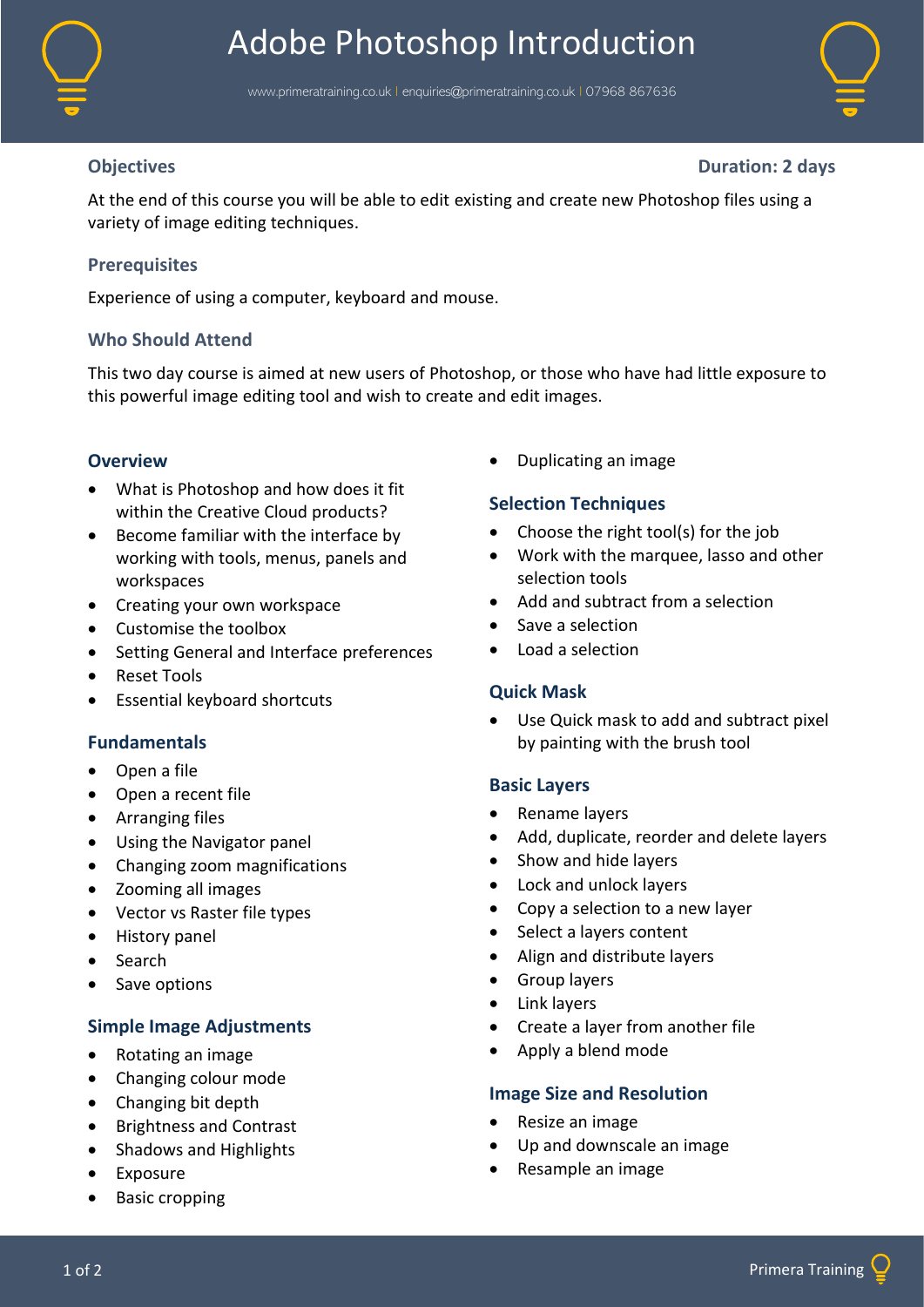# Adobe Photoshop Introduction

www.primeratraining.co.uk | enquiries@primeratraining.co.uk | 07968 867636

## Objectives

**Duration: 2 days**

At the end of this course you will be able to edit existing and create new Photoshop files using a variety of image editing techniques.

## Prerequisites

Experience of using a computer, keyboard and mouse.

## Who Should Attend

This two day course is aimed at new users of Photoshop, or those who have had little exposure to this powerful image editing tool and wish to create and edit images.

### Overview

- What is Photoshop and how does it fit within the Creative Cloud products?
- Become familiar with the interface by working with tools, menus, panels and workspaces
- Creating your own workspace
- Customise the toolbox
- Setting General and Interface preferences
- Reset Tools
- Essential keyboard shortcuts

### Fundamentals

- Open a file
- Open a recent file
- Arranging files
- Using the Navigator panel
- Changing zoom magnifications
- Zooming all images
- Vector vs Raster file types
- History panel
- Search
- Save options

### Simple Image Adjustments

- Rotating an image
- Changing colour mode
- Changing bit depth
- Brightness and Contrast
- Shadows and Highlights
- Exposure
- Basic cropping
- Duplicating an image

### Selection Techniques

- Choose the right tool(s) for the job
- Work with the marquee, lasso and other selection tools
- Add and subtract from a selection
- Save a selection
- Load a selection

### Quick Mask

- Use Quick mask to add and subtract pixel by painting with the brush tool

### Basic Layers

- Rename layers
- Add, duplicate, reorder and delete layers
- Show and hide layers
- Lock and unlock layers
- Copy a selection to a new layer
- Select a layers content
- Align and distribute layers
- Group layers
- Link layers
- Create a layer from another file
- Apply a blend mode

### Image Size and Resolution

- Resize an image
- Up and downscale an image
- Resample an image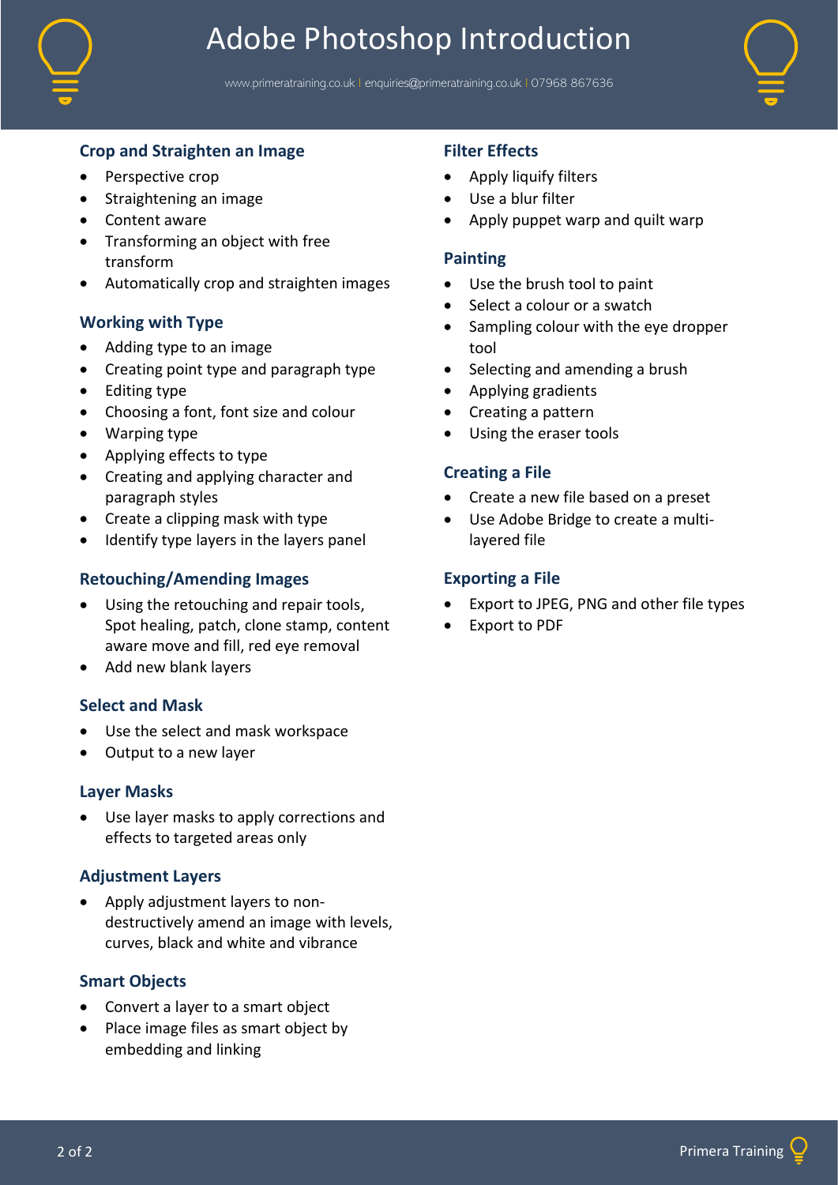# Adobe Photoshop Introduction

www.primeratraining.co.uk | enquiries@primeratraining.co.uk | 07968 867636

## Crop and Straighten an Image

- Perspective crop
- Straightening an image
- Content aware
- Transforming an object with free transform
- Automatically crop and straighten images

## Working with Type

- Adding type to an image
- Creating point type and paragraph type
- Editing type
- Choosing a font, font size and colour
- Warping type
- Applying effects to type
- Creating and applying character and paragraph styles
- Create a clipping mask with type
- Identify type layers in the layers panel

## Retouching/Amending Images

- Using the retouching and repair tools, Spot healing, patch, clone stamp, content aware move and fill, red eye removal
- Add new blank layers

## Select and Mask

- Use the select and mask workspace
- Output to a new layer

## Layer Masks

- Use layer masks to apply corrections and effects to targeted areas only

## Adjustment Layers

- Apply adjustment layers to non-destructively amend an image with levels, curves, black and white and vibrance

## Smart Objects

- Convert a layer to a smart object
- Place image files as smart object by embedding and linking

## Filter Effects

- Apply liquify filters
- Use a blur filter
- Apply puppet warp and quilt warp

## Painting

- Use the brush tool to paint
- Select a colour or a swatch
- Sampling colour with the eye dropper tool
- Selecting and amending a brush
- Applying gradients
- Creating a pattern
- Using the eraser tools

## Creating a File

- Create a new file based on a preset
- Use Adobe Bridge to create a multi-layered file

## Exporting a File

- Export to JPEG, PNG and other file types
- Export to PDF